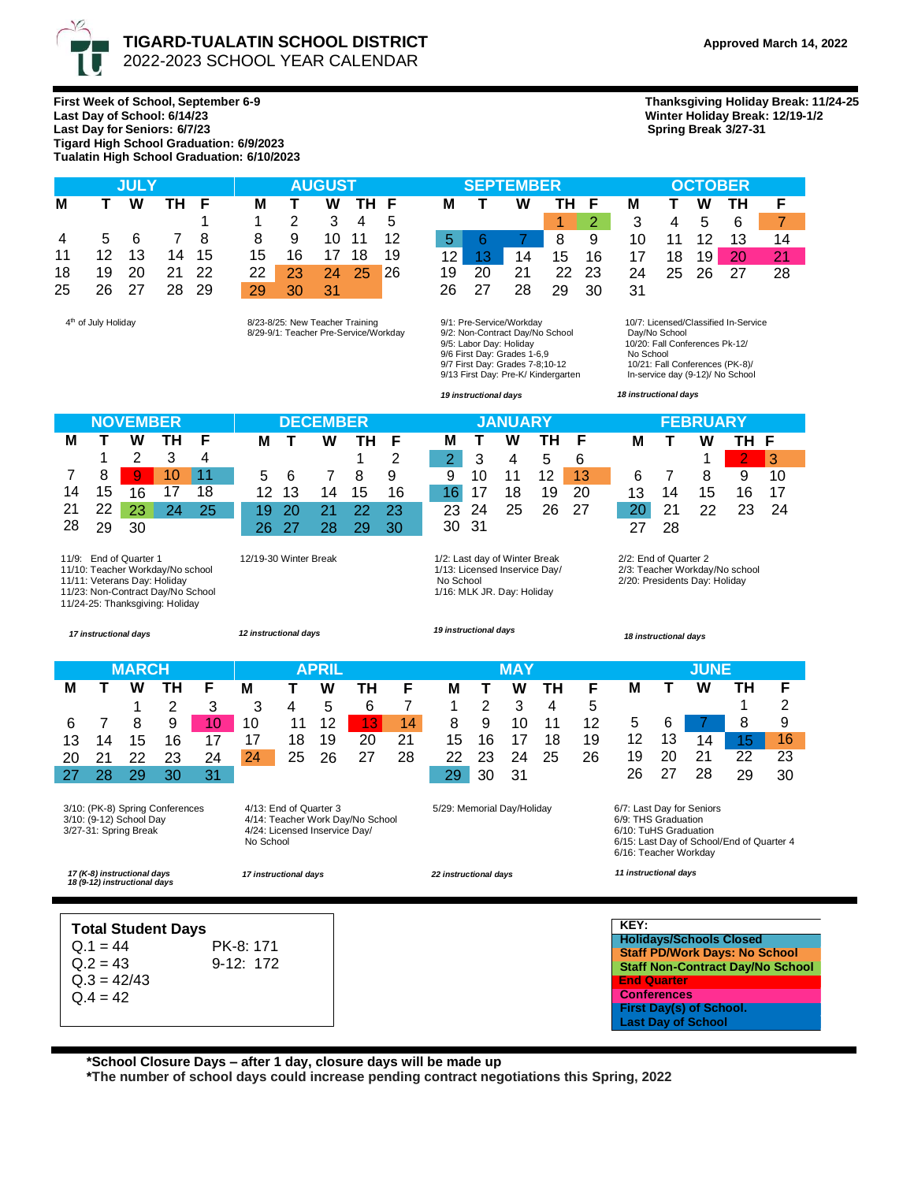# TIGARD-TUALATIN SCHOOL DISTRICT

2022-2023 SCHOOL YEAR CALENDAR

**Approved March 14, 2022**

**First Week of School, September 6-9**
**Last Day of School: 6/14/23**
**Last Day for Seniors: 6/7/23**
**Tigard High School Graduation: 6/9/2023**
**Tualatin High School Graduation: 6/10/2023**

**Thanksgiving Holiday Break: 11/24-25**
**Winter Holiday Break: 12/19-1/2**
**Spring Break 3/27-31**

## JULY

| M | T | W | TH | F |
|---|---|---|---|---|
| | | | | 1 |
| 4 | 5 | 6 | 7 | 8 |
| 11 | 12 | 13 | 14 | 15 |
| 18 | 19 | 20 | 21 | 22 |
| 25 | 26 | 27 | 28 | 29 |

4th of July Holiday

## AUGUST

| M | T | W | TH | F |
|---|---|---|---|---|
| 1 | 2 | 3 | 4 | 5 |
| 8 | 9 | 10 | 11 | 12 |
| 15 | 16 | 17 | 18 | 19 |
| 22 | 23 | 24 | 25 | 26 |
| 29 | 30 | 31 | | |

8/23-8/25: New Teacher Training
8/29-9/1: Teacher Pre-Service/Workday

## SEPTEMBER

| M | T | W | TH | F |
|---|---|---|---|---|
| | | | 1 | 2 |
| 5 | 6 | 7 | 8 | 9 |
| 12 | 13 | 14 | 15 | 16 |
| 19 | 20 | 21 | 22 | 23 |
| 26 | 27 | 28 | 29 | 30 |

9/1: Pre-Service/Workday
9/2: Non-Contract Day/No School
9/5: Labor Day: Holiday
9/6 First Day: Grades 1-6,9
9/7 First Day: Grades 7-8;10-12
9/13 First Day: Pre-K/ Kindergarten

*19 instructional days*

## OCTOBER

| M | T | W | TH | F |
|---|---|---|---|---|
| 3 | 4 | 5 | 6 | 7 |
| 10 | 11 | 12 | 13 | 14 |
| 17 | 18 | 19 | 20 | 21 |
| 24 | 25 | 26 | 27 | 28 |
| 31 | | | | |

10/7: Licensed/Classified In-Service Day/No School
10/20: Fall Conferences Pk-12/ No School
10/21: Fall Conferences (PK-8)/ In-service day (9-12)/ No School

*18 instructional days*

## NOVEMBER

| M | T | W | TH | F |
|---|---|---|---|---|
| | 1 | 2 | 3 | 4 |
| 7 | 8 | 9 | 10 | 11 |
| 14 | 15 | 16 | 17 | 18 |
| 21 | 22 | 23 | 24 | 25 |
| 28 | 29 | 30 | | |

11/9: End of Quarter 1
11/10: Teacher Workday/No school
11/11: Veterans Day: Holiday
11/23: Non-Contract Day/No School
11/24-25: Thanksgiving: Holiday

*17 instructional days*

## DECEMBER

| M | T | W | TH | F |
|---|---|---|---|---|
| | | | 1 | 2 |
| 5 | 6 | 7 | 8 | 9 |
| 12 | 13 | 14 | 15 | 16 |
| 19 | 20 | 21 | 22 | 23 |
| 26 | 27 | 28 | 29 | 30 |

12/19-30 Winter Break

*12 instructional days*

## JANUARY

| M | T | W | TH | F |
|---|---|---|---|---|
| 2 | 3 | 4 | 5 | 6 |
| 9 | 10 | 11 | 12 | 13 |
| 16 | 17 | 18 | 19 | 20 |
| 23 | 24 | 25 | 26 | 27 |
| 30 | 31 | | | |

1/2: Last day of Winter Break
1/13: Licensed Inservice Day/ No School
1/16: MLK JR. Day: Holiday

*19 instructional days*

## FEBRUARY

| M | T | W | TH | F |
|---|---|---|---|---|
| | | 1 | 2 | 3 |
| 6 | 7 | 8 | 9 | 10 |
| 13 | 14 | 15 | 16 | 17 |
| 20 | 21 | 22 | 23 | 24 |
| 27 | 28 | | | |

2/2: End of Quarter 2
2/3: Teacher Workday/No school
2/20: Presidents Day: Holiday

*18 instructional days*

## MARCH

| M | T | W | TH | F |
|---|---|---|---|---|
| | | 1 | 2 | 3 |
| 6 | 7 | 8 | 9 | 10 |
| 13 | 14 | 15 | 16 | 17 |
| 20 | 21 | 22 | 23 | 24 |
| 27 | 28 | 29 | 30 | 31 |

3/10: (PK-8) Spring Conferences
3/10: (9-12) School Day
3/27-31: Spring Break

*17 (K-8) instructional days*
*18 (9-12) instructional days*

## APRIL

| M | T | W | TH | F |
|---|---|---|---|---|
| 3 | 4 | 5 | 6 | 7 |
| 10 | 11 | 12 | 13 | 14 |
| 17 | 18 | 19 | 20 | 21 |
| 24 | 25 | 26 | 27 | 28 |

4/13: End of Quarter 3
4/14: Teacher Work Day/No School
4/24: Licensed Inservice Day/ No School

*17 instructional days*

## MAY

| M | T | W | TH | F |
|---|---|---|---|---|
| 1 | 2 | 3 | 4 | 5 |
| 8 | 9 | 10 | 11 | 12 |
| 15 | 16 | 17 | 18 | 19 |
| 22 | 23 | 24 | 25 | 26 |
| 29 | 30 | 31 | | |

5/29: Memorial Day/Holiday

*22 instructional days*

## JUNE

| M | T | W | TH | F |
|---|---|---|---|---|
| | | | 1 | 2 |
| 5 | 6 | 7 | 8 | 9 |
| 12 | 13 | 14 | 15 | 16 |
| 19 | 20 | 21 | 22 | 23 |
| 26 | 27 | 28 | 29 | 30 |

6/7: Last Day for Seniors
6/9: THS Graduation
6/10: TuHS Graduation
6/15: Last Day of School/End of Quarter 4
6/16: Teacher Workday

*11 instructional days*

## Total Student Days

Q.1 = 44
Q.2 = 43
Q.3 = 42/43
Q.4 = 42

PK-8: 171
9-12: 172

**KEY:**
- **Holidays/Schools Closed**
- **Staff PD/Work Days: No School**
- **Staff Non-Contract Day/No School**
- **End Quarter**
- **Conferences**
- **First Day(s) of School.**
- **Last Day of School**

**\*School Closure Days – after 1 day, closure days will be made up**
**\*The number of school days could increase pending contract negotiations this Spring, 2022**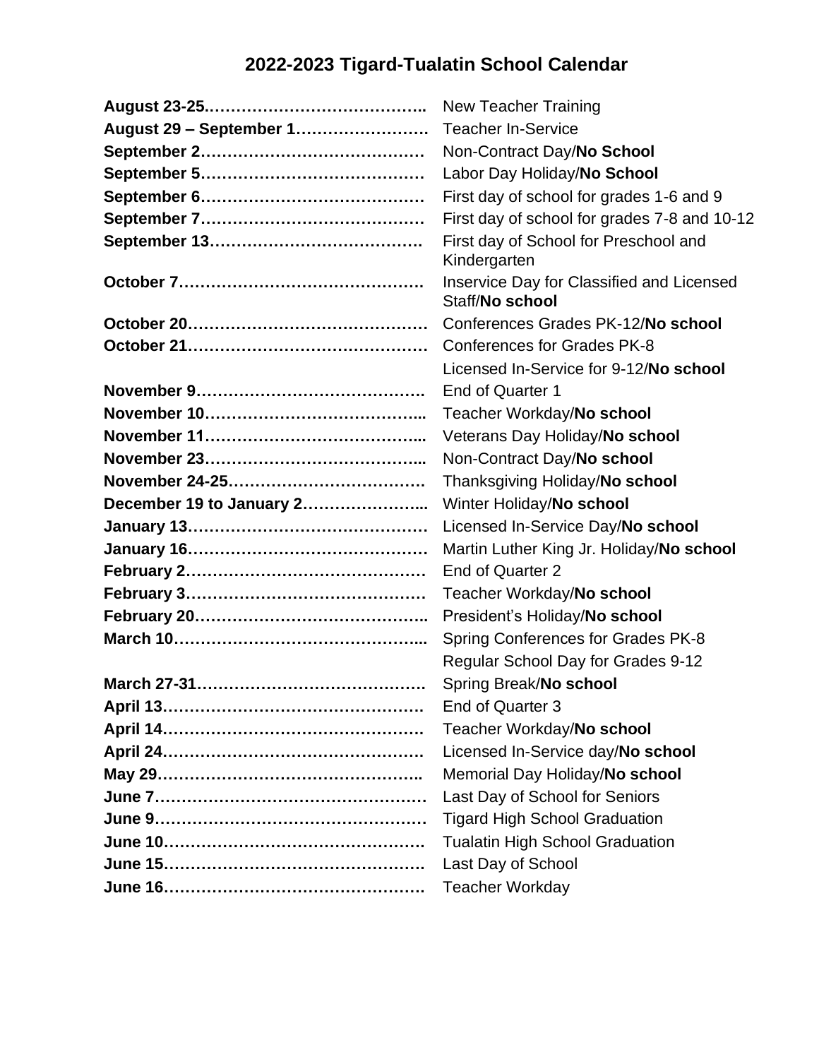# 2022-2023 Tigard-Tualatin School Calendar

| | |
|---|---|
| **August 23-25** | New Teacher Training |
| **August 29 – September 1** | Teacher In-Service |
| **September 2** | Non-Contract Day/**No School** |
| **September 5** | Labor Day Holiday/**No School** |
| **September 6** | First day of school for grades 1-6 and 9 |
| **September 7** | First day of school for grades 7-8 and 10-12 |
| **September 13** | First day of School for Preschool and Kindergarten |
| **October 7** | Inservice Day for Classified and Licensed Staff/**No school** |
| **October 20** | Conferences Grades PK-12/**No school** |
| **October 21** | Conferences for Grades PK-8<br>Licensed In-Service for 9-12/**No school** |
| **November 9** | End of Quarter 1 |
| **November 10** | Teacher Workday/**No school** |
| **November 11** | Veterans Day Holiday/**No school** |
| **November 23** | Non-Contract Day/**No school** |
| **November 24-25** | Thanksgiving Holiday/**No school** |
| **December 19 to January 2** | Winter Holiday/**No school** |
| **January 13** | Licensed In-Service Day/**No school** |
| **January 16** | Martin Luther King Jr. Holiday/**No school** |
| **February 2** | End of Quarter 2 |
| **February 3** | Teacher Workday/**No school** |
| **February 20** | President's Holiday/**No school** |
| **March 10** | Spring Conferences for Grades PK-8<br>Regular School Day for Grades 9-12 |
| **March 27-31** | Spring Break/**No school** |
| **April 13** | End of Quarter 3 |
| **April 14** | Teacher Workday/**No school** |
| **April 24** | Licensed In-Service day/**No school** |
| **May 29** | Memorial Day Holiday/**No school** |
| **June 7** | Last Day of School for Seniors |
| **June 9** | Tigard High School Graduation |
| **June 10** | Tualatin High School Graduation |
| **June 15** | Last Day of School |
| **June 16** | Teacher Workday |